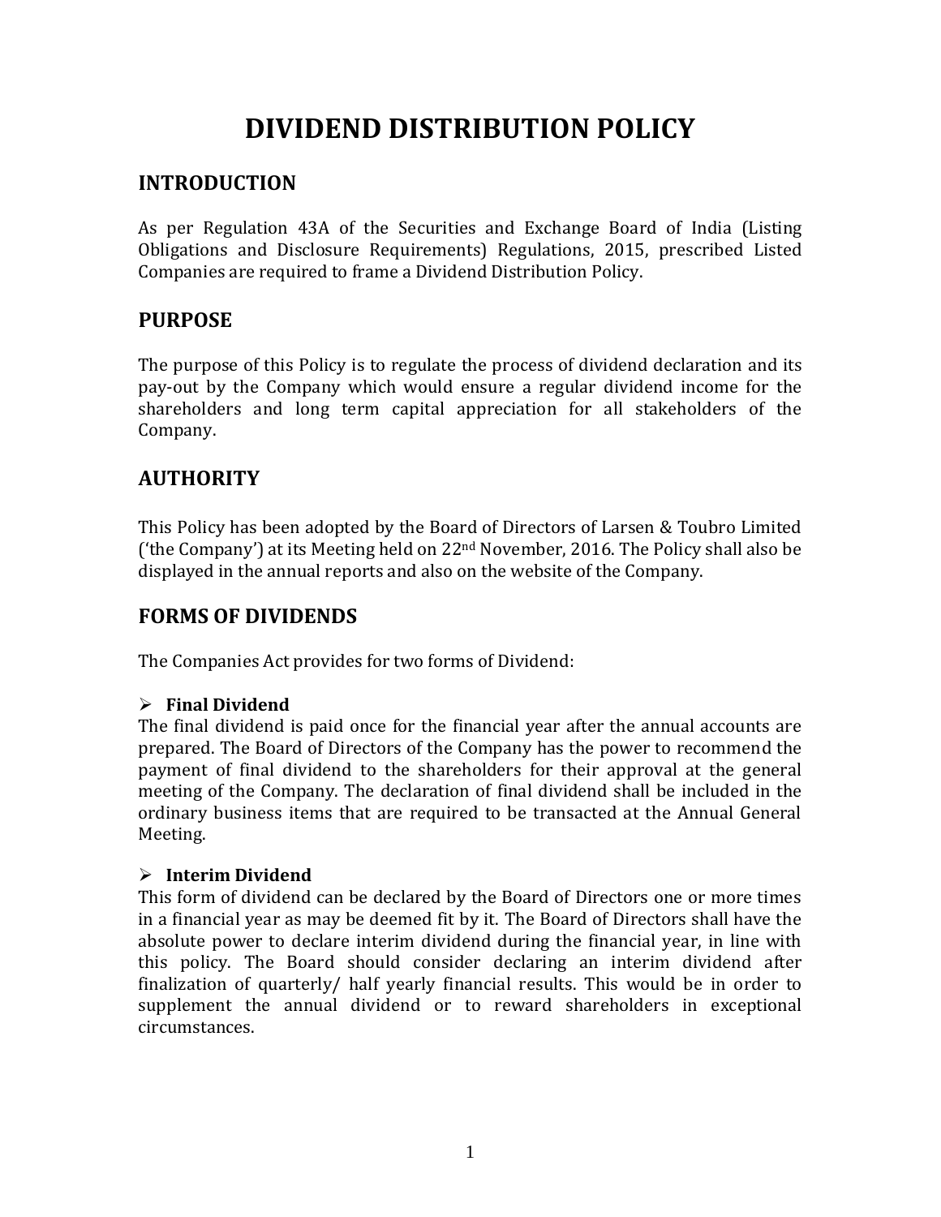# DIVIDEND DISTRIBUTION POLICY

## INTRODUCTION

As per Regulation 43A of the Securities and Exchange Board of India (Listing Obligations and Disclosure Requirements) Regulations, 2015, prescribed Listed Companies are required to frame a Dividend Distribution Policy.

## PURPOSE

The purpose of this Policy is to regulate the process of dividend declaration and its pay-out by the Company which would ensure a regular dividend income for the shareholders and long term capital appreciation for all stakeholders of the Company.

## AUTHORITY

This Policy has been adopted by the Board of Directors of Larsen & Toubro Limited ('the Company') at its Meeting held on 22nd November, 2016. The Policy shall also be displayed in the annual reports and also on the website of the Company.

## FORMS OF DIVIDENDS

The Companies Act provides for two forms of Dividend:

- **Final Dividend**

The final dividend is paid once for the financial year after the annual accounts are prepared. The Board of Directors of the Company has the power to recommend the payment of final dividend to the shareholders for their approval at the general meeting of the Company. The declaration of final dividend shall be included in the ordinary business items that are required to be transacted at the Annual General Meeting.

- **Interim Dividend**

This form of dividend can be declared by the Board of Directors one or more times in a financial year as may be deemed fit by it. The Board of Directors shall have the absolute power to declare interim dividend during the financial year, in line with this policy. The Board should consider declaring an interim dividend after finalization of quarterly/ half yearly financial results. This would be in order to supplement the annual dividend or to reward shareholders in exceptional circumstances.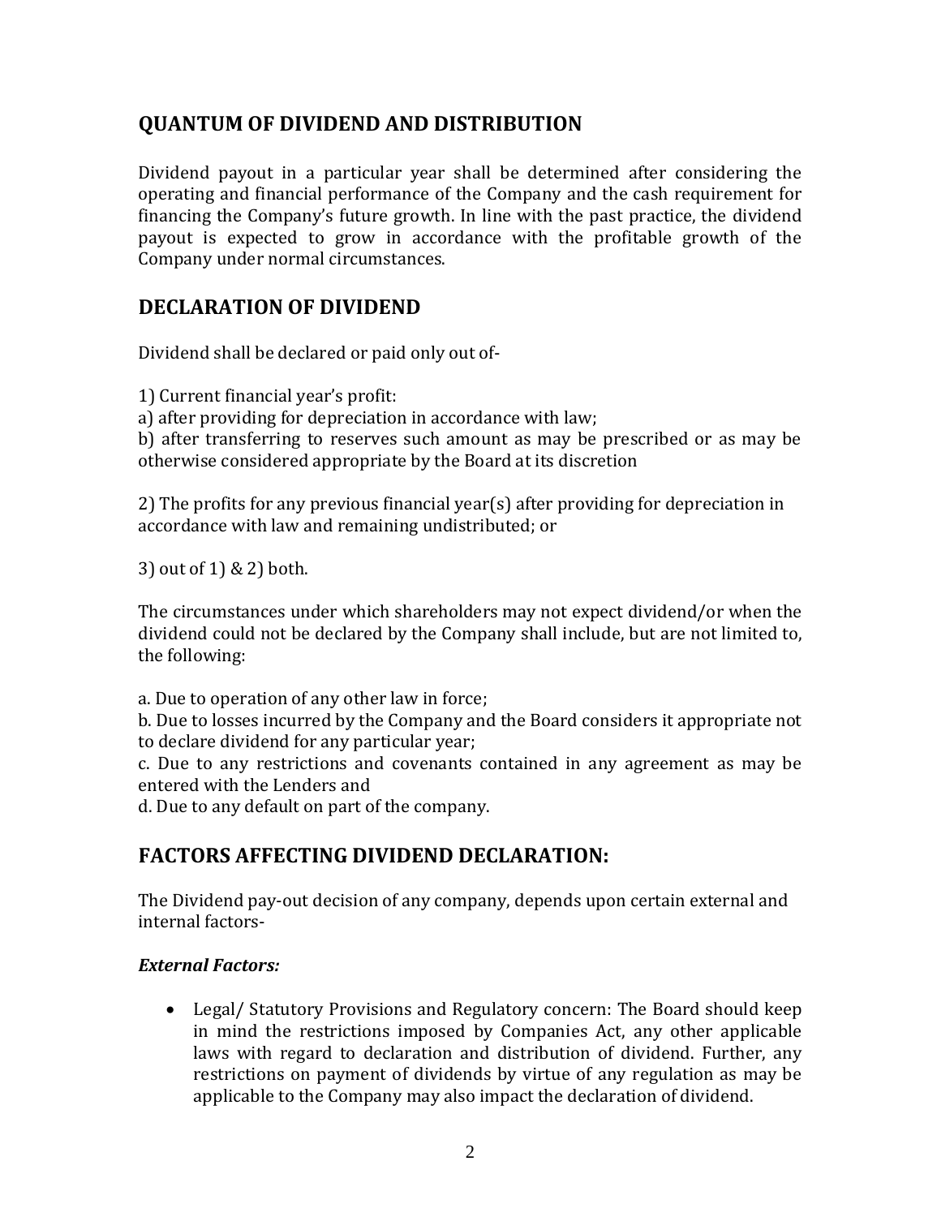## QUANTUM OF DIVIDEND AND DISTRIBUTION

Dividend payout in a particular year shall be determined after considering the operating and financial performance of the Company and the cash requirement for financing the Company's future growth. In line with the past practice, the dividend payout is expected to grow in accordance with the profitable growth of the Company under normal circumstances.

## DECLARATION OF DIVIDEND

Dividend shall be declared or paid only out of-

1) Current financial year's profit:
a) after providing for depreciation in accordance with law;
b) after transferring to reserves such amount as may be prescribed or as may be otherwise considered appropriate by the Board at its discretion

2) The profits for any previous financial year(s) after providing for depreciation in accordance with law and remaining undistributed; or

3) out of 1) & 2) both.

The circumstances under which shareholders may not expect dividend/or when the dividend could not be declared by the Company shall include, but are not limited to, the following:

a. Due to operation of any other law in force;
b. Due to losses incurred by the Company and the Board considers it appropriate not to declare dividend for any particular year;
c. Due to any restrictions and covenants contained in any agreement as may be entered with the Lenders and
d. Due to any default on part of the company.

## FACTORS AFFECTING DIVIDEND DECLARATION:

The Dividend pay-out decision of any company, depends upon certain external and internal factors-

***External Factors:***

- Legal/ Statutory Provisions and Regulatory concern: The Board should keep in mind the restrictions imposed by Companies Act, any other applicable laws with regard to declaration and distribution of dividend. Further, any restrictions on payment of dividends by virtue of any regulation as may be applicable to the Company may also impact the declaration of dividend.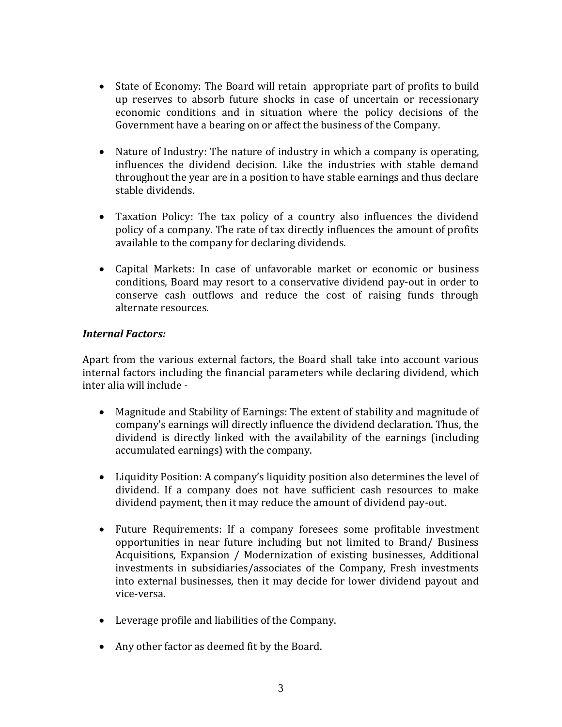- State of Economy: The Board will retain appropriate part of profits to build up reserves to absorb future shocks in case of uncertain or recessionary economic conditions and in situation where the policy decisions of the Government have a bearing on or affect the business of the Company.

- Nature of Industry: The nature of industry in which a company is operating, influences the dividend decision. Like the industries with stable demand throughout the year are in a position to have stable earnings and thus declare stable dividends.

- Taxation Policy: The tax policy of a country also influences the dividend policy of a company. The rate of tax directly influences the amount of profits available to the company for declaring dividends.

- Capital Markets: In case of unfavorable market or economic or business conditions, Board may resort to a conservative dividend pay-out in order to conserve cash outflows and reduce the cost of raising funds through alternate resources.

***Internal Factors:***

Apart from the various external factors, the Board shall take into account various internal factors including the financial parameters while declaring dividend, which inter alia will include -

- Magnitude and Stability of Earnings: The extent of stability and magnitude of company's earnings will directly influence the dividend declaration. Thus, the dividend is directly linked with the availability of the earnings (including accumulated earnings) with the company.

- Liquidity Position: A company's liquidity position also determines the level of dividend. If a company does not have sufficient cash resources to make dividend payment, then it may reduce the amount of dividend pay-out.

- Future Requirements: If a company foresees some profitable investment opportunities in near future including but not limited to Brand/ Business Acquisitions, Expansion / Modernization of existing businesses, Additional investments in subsidiaries/associates of the Company, Fresh investments into external businesses, then it may decide for lower dividend payout and vice-versa.

- Leverage profile and liabilities of the Company.

- Any other factor as deemed fit by the Board.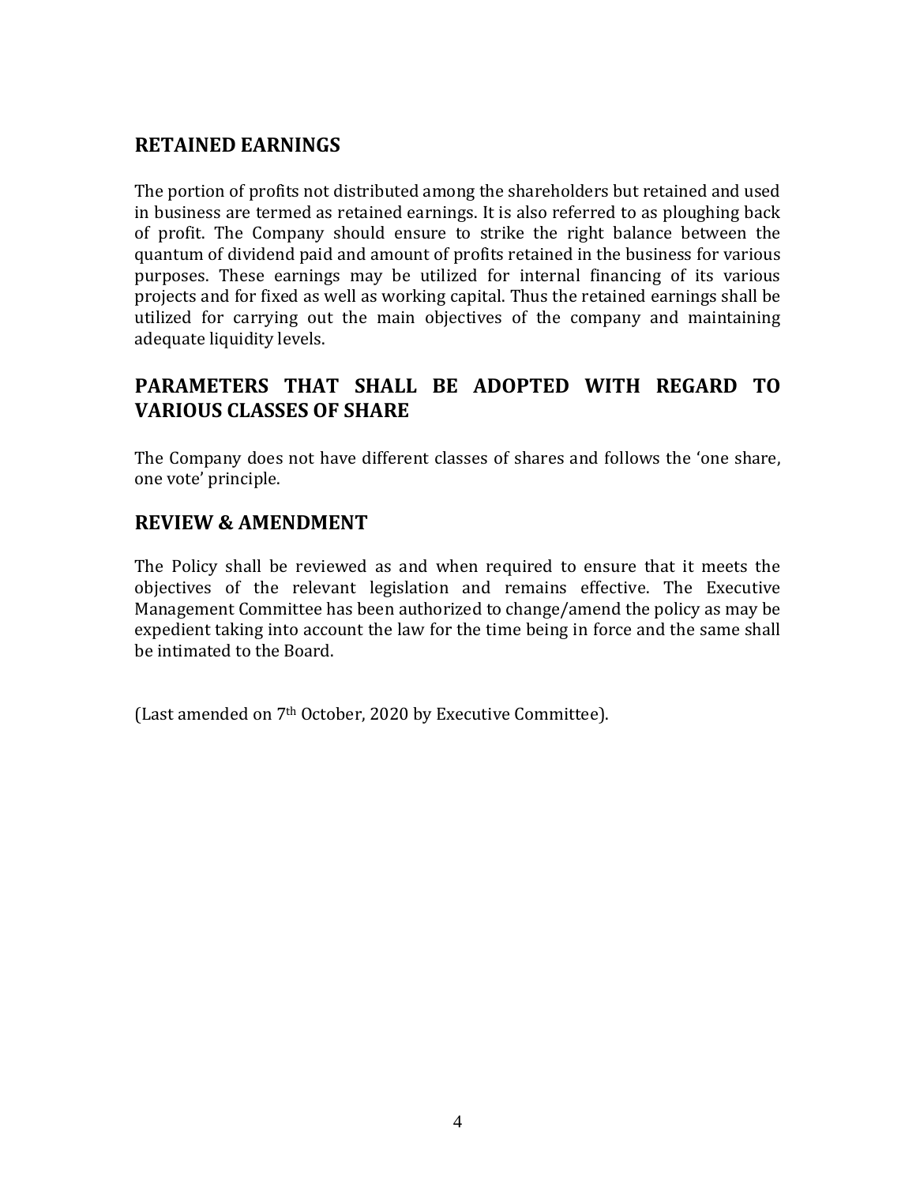## RETAINED EARNINGS

The portion of profits not distributed among the shareholders but retained and used in business are termed as retained earnings. It is also referred to as ploughing back of profit. The Company should ensure to strike the right balance between the quantum of dividend paid and amount of profits retained in the business for various purposes. These earnings may be utilized for internal financing of its various projects and for fixed as well as working capital. Thus the retained earnings shall be utilized for carrying out the main objectives of the company and maintaining adequate liquidity levels.

## PARAMETERS THAT SHALL BE ADOPTED WITH REGARD TO VARIOUS CLASSES OF SHARE

The Company does not have different classes of shares and follows the 'one share, one vote' principle.

## REVIEW & AMENDMENT

The Policy shall be reviewed as and when required to ensure that it meets the objectives of the relevant legislation and remains effective. The Executive Management Committee has been authorized to change/amend the policy as may be expedient taking into account the law for the time being in force and the same shall be intimated to the Board.

(Last amended on 7th October, 2020 by Executive Committee).